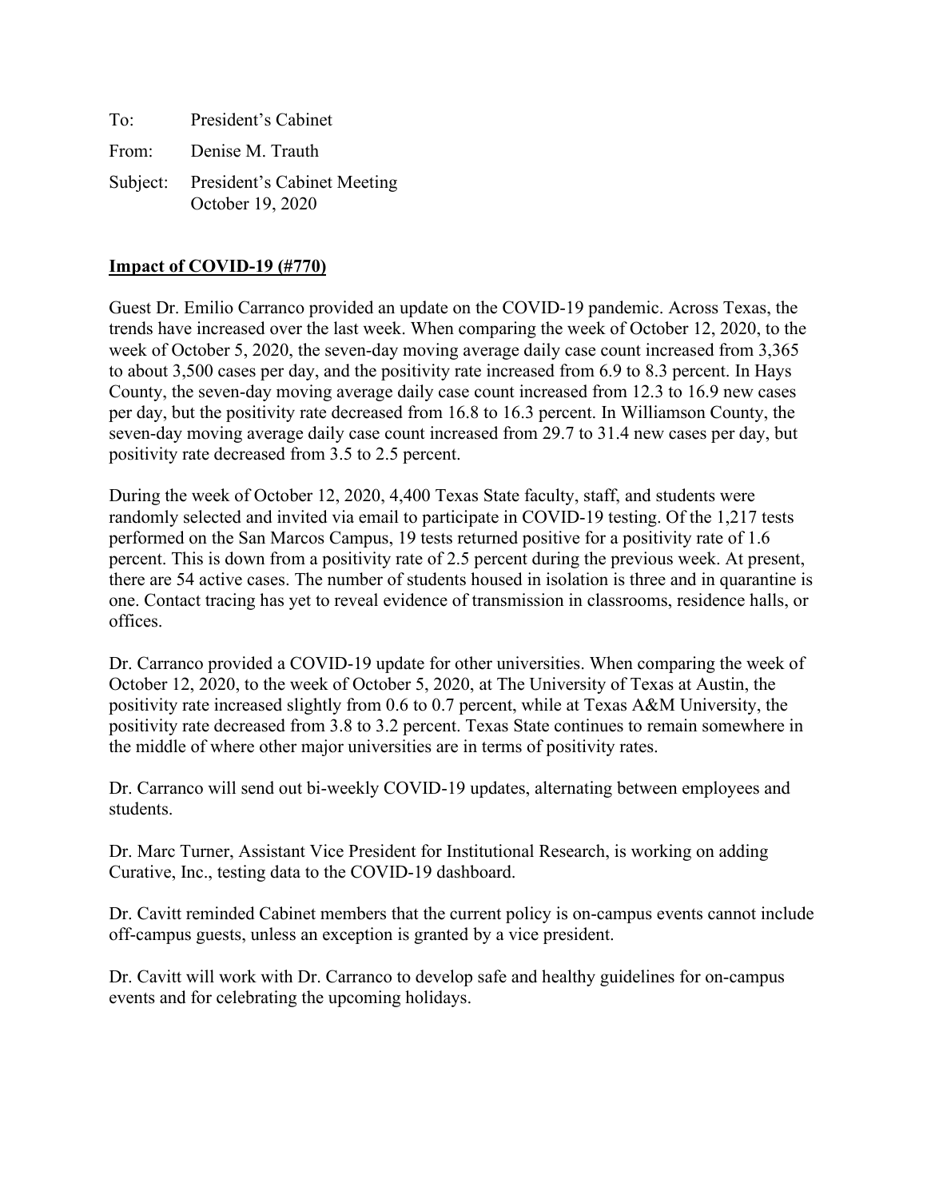To: President's Cabinet

From: Denise M. Trauth

Subject: President's Cabinet Meeting
October 19, 2020

**Impact of COVID-19 (#770)**

Guest Dr. Emilio Carranco provided an update on the COVID-19 pandemic. Across Texas, the trends have increased over the last week. When comparing the week of October 12, 2020, to the week of October 5, 2020, the seven-day moving average daily case count increased from 3,365 to about 3,500 cases per day, and the positivity rate increased from 6.9 to 8.3 percent. In Hays County, the seven-day moving average daily case count increased from 12.3 to 16.9 new cases per day, but the positivity rate decreased from 16.8 to 16.3 percent. In Williamson County, the seven-day moving average daily case count increased from 29.7 to 31.4 new cases per day, but positivity rate decreased from 3.5 to 2.5 percent.

During the week of October 12, 2020, 4,400 Texas State faculty, staff, and students were randomly selected and invited via email to participate in COVID-19 testing. Of the 1,217 tests performed on the San Marcos Campus, 19 tests returned positive for a positivity rate of 1.6 percent. This is down from a positivity rate of 2.5 percent during the previous week. At present, there are 54 active cases. The number of students housed in isolation is three and in quarantine is one. Contact tracing has yet to reveal evidence of transmission in classrooms, residence halls, or offices.

Dr. Carranco provided a COVID-19 update for other universities. When comparing the week of October 12, 2020, to the week of October 5, 2020, at The University of Texas at Austin, the positivity rate increased slightly from 0.6 to 0.7 percent, while at Texas A&M University, the positivity rate decreased from 3.8 to 3.2 percent. Texas State continues to remain somewhere in the middle of where other major universities are in terms of positivity rates.

Dr. Carranco will send out bi-weekly COVID-19 updates, alternating between employees and students.

Dr. Marc Turner, Assistant Vice President for Institutional Research, is working on adding Curative, Inc., testing data to the COVID-19 dashboard.

Dr. Cavitt reminded Cabinet members that the current policy is on-campus events cannot include off-campus guests, unless an exception is granted by a vice president.

Dr. Cavitt will work with Dr. Carranco to develop safe and healthy guidelines for on-campus events and for celebrating the upcoming holidays.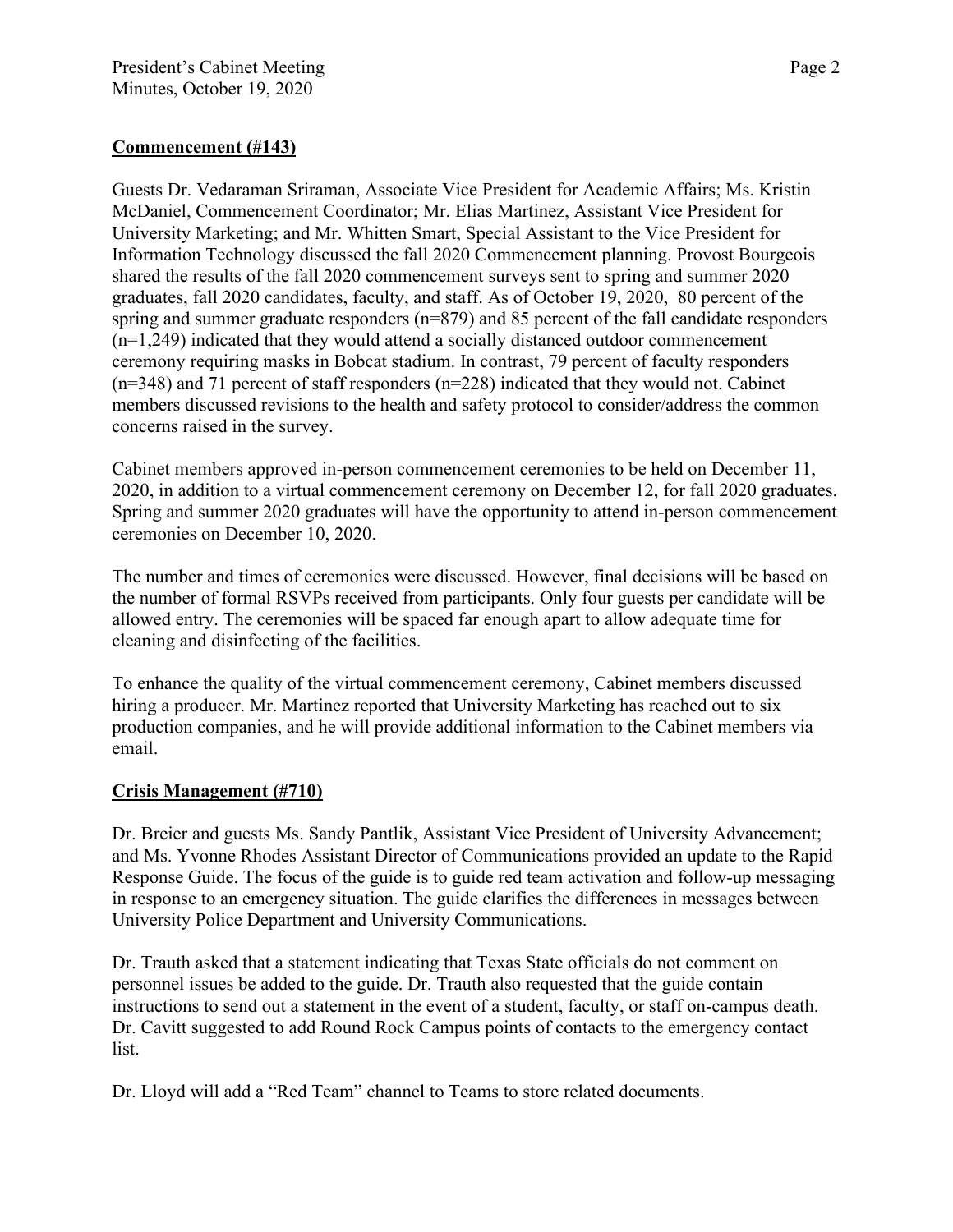## Commencement (#143)

Guests Dr. Vedaraman Sriraman, Associate Vice President for Academic Affairs; Ms. Kristin McDaniel, Commencement Coordinator; Mr. Elias Martinez, Assistant Vice President for University Marketing; and Mr. Whitten Smart, Special Assistant to the Vice President for Information Technology discussed the fall 2020 Commencement planning. Provost Bourgeois shared the results of the fall 2020 commencement surveys sent to spring and summer 2020 graduates, fall 2020 candidates, faculty, and staff. As of October 19, 2020, 80 percent of the spring and summer graduate responders (n=879) and 85 percent of the fall candidate responders (n=1,249) indicated that they would attend a socially distanced outdoor commencement ceremony requiring masks in Bobcat stadium. In contrast, 79 percent of faculty responders (n=348) and 71 percent of staff responders (n=228) indicated that they would not. Cabinet members discussed revisions to the health and safety protocol to consider/address the common concerns raised in the survey.

Cabinet members approved in-person commencement ceremonies to be held on December 11, 2020, in addition to a virtual commencement ceremony on December 12, for fall 2020 graduates. Spring and summer 2020 graduates will have the opportunity to attend in-person commencement ceremonies on December 10, 2020.

The number and times of ceremonies were discussed. However, final decisions will be based on the number of formal RSVPs received from participants. Only four guests per candidate will be allowed entry. The ceremonies will be spaced far enough apart to allow adequate time for cleaning and disinfecting of the facilities.

To enhance the quality of the virtual commencement ceremony, Cabinet members discussed hiring a producer. Mr. Martinez reported that University Marketing has reached out to six production companies, and he will provide additional information to the Cabinet members via email.

## Crisis Management (#710)

Dr. Breier and guests Ms. Sandy Pantlik, Assistant Vice President of University Advancement; and Ms. Yvonne Rhodes Assistant Director of Communications provided an update to the Rapid Response Guide. The focus of the guide is to guide red team activation and follow-up messaging in response to an emergency situation. The guide clarifies the differences in messages between University Police Department and University Communications.

Dr. Trauth asked that a statement indicating that Texas State officials do not comment on personnel issues be added to the guide. Dr. Trauth also requested that the guide contain instructions to send out a statement in the event of a student, faculty, or staff on-campus death. Dr. Cavitt suggested to add Round Rock Campus points of contacts to the emergency contact list.

Dr. Lloyd will add a "Red Team" channel to Teams to store related documents.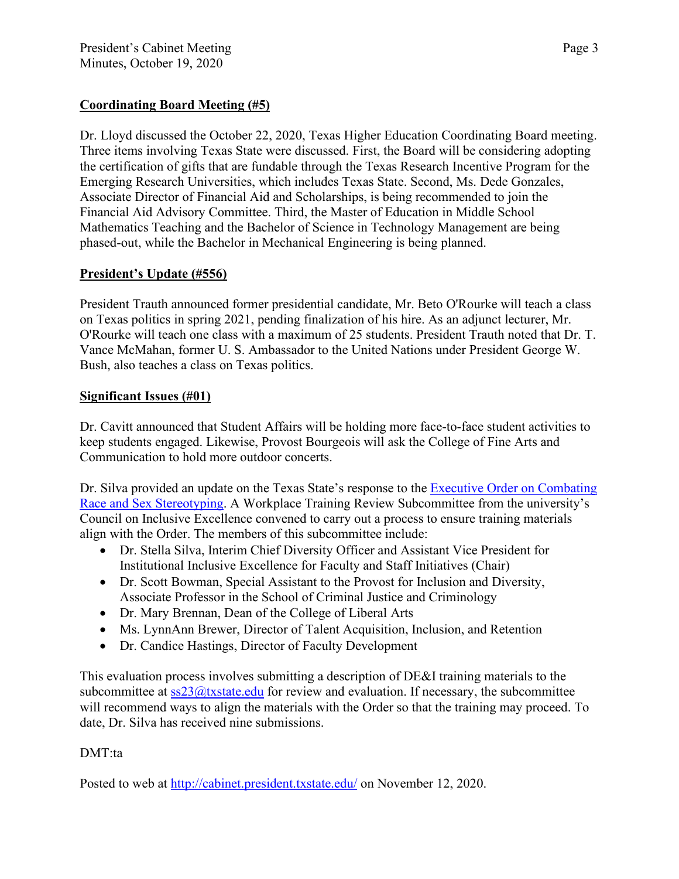**Coordinating Board Meeting (#5)**

Dr. Lloyd discussed the October 22, 2020, Texas Higher Education Coordinating Board meeting. Three items involving Texas State were discussed. First, the Board will be considering adopting the certification of gifts that are fundable through the Texas Research Incentive Program for the Emerging Research Universities, which includes Texas State. Second, Ms. Dede Gonzales, Associate Director of Financial Aid and Scholarships, is being recommended to join the Financial Aid Advisory Committee. Third, the Master of Education in Middle School Mathematics Teaching and the Bachelor of Science in Technology Management are being phased-out, while the Bachelor in Mechanical Engineering is being planned.

**President's Update (#556)**

President Trauth announced former presidential candidate, Mr. Beto O'Rourke will teach a class on Texas politics in spring 2021, pending finalization of his hire. As an adjunct lecturer, Mr. O'Rourke will teach one class with a maximum of 25 students. President Trauth noted that Dr. T. Vance McMahan, former U. S. Ambassador to the United Nations under President George W. Bush, also teaches a class on Texas politics.

**Significant Issues (#01)**

Dr. Cavitt announced that Student Affairs will be holding more face-to-face student activities to keep students engaged. Likewise, Provost Bourgeois will ask the College of Fine Arts and Communication to hold more outdoor concerts.

Dr. Silva provided an update on the Texas State's response to the [Executive Order on Combating Race and Sex Stereotyping](). A Workplace Training Review Subcommittee from the university's Council on Inclusive Excellence convened to carry out a process to ensure training materials align with the Order. The members of this subcommittee include:

- Dr. Stella Silva, Interim Chief Diversity Officer and Assistant Vice President for Institutional Inclusive Excellence for Faculty and Staff Initiatives (Chair)
- Dr. Scott Bowman, Special Assistant to the Provost for Inclusion and Diversity, Associate Professor in the School of Criminal Justice and Criminology
- Dr. Mary Brennan, Dean of the College of Liberal Arts
- Ms. LynnAnn Brewer, Director of Talent Acquisition, Inclusion, and Retention
- Dr. Candice Hastings, Director of Faculty Development

This evaluation process involves submitting a description of DE&I training materials to the subcommittee at ss23@txstate.edu for review and evaluation. If necessary, the subcommittee will recommend ways to align the materials with the Order so that the training may proceed. To date, Dr. Silva has received nine submissions.

DMT:ta

Posted to web at http://cabinet.president.txstate.edu/ on November 12, 2020.